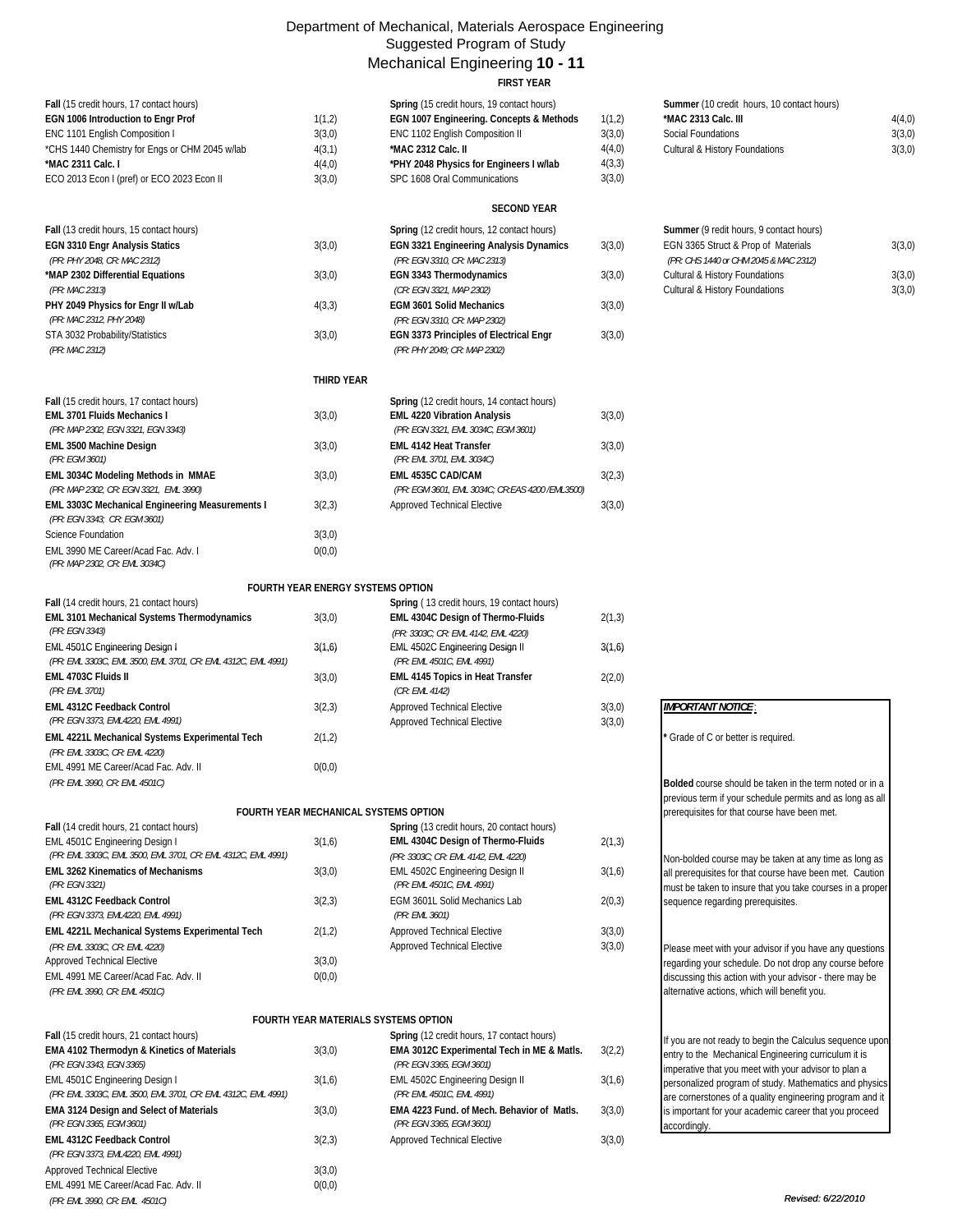# Department of Mechanical, Materials Aerospace Engineering
## Suggested Program of Study
## Mechanical Engineering **10 - 11**

### FIRST YEAR

| Fall (15 credit hours, 17 contact hours) | | Spring (15 credit hours, 19 contact hours) | | Summer (10 credit hours, 10 contact hours) | |
|---|---|---|---|---|---|
| **EGN 1006 Introduction to Engr Prof** | 1(1,2) | **EGN 1007 Engineering. Concepts & Methods** | 1(1,2) | ***MAC 2313 Calc. III** | 4(4,0) |
| ENC 1101 English Composition I | 3(3,0) | ENC 1102 English Composition II | 3(3,0) | Social Foundations | 3(3,0) |
| *CHS 1440 Chemistry for Engs or CHM 2045 w/lab | 4(3,1) | ***MAC 2312 Calc. II** | 4(4,0) | Cultural & History Foundations | 3(3,0) |
| ***MAC 2311 Calc. I** | 4(4,0) | ***PHY 2048 Physics for Engineers I w/lab** | 4(3,3) | | |
| ECO 2013 Econ I (pref) or ECO 2023 Econ II | 3(3,0) | SPC 1608 Oral Communications | 3(3,0) | | |

### SECOND YEAR

| Fall (13 credit hours, 15 contact hours) | | Spring (12 credit hours, 12 contact hours) | | Summer (9 redit hours, 9 contact hours) | |
|---|---|---|---|---|---|
| **EGN 3310 Engr Analysis Statics** *(PR: PHY 2048, CR: MAC 2312)* | 3(3,0) | **EGN 3321 Engineering Analysis Dynamics** *(PR: EGN 3310, CR: MAC 2313)* | 3(3,0) | EGN 3365 Struct & Prop of Materials *(PR: CHS 1440 or CHM 2045 & MAC 2312)* | 3(3,0) |
| ***MAP 2302 Differential Equations** *(PR: MAC 2313)* | 3(3,0) | **EGN 3343 Thermodynamics** *(CR: EGN 3321, MAP 2302)* | 3(3,0) | Cultural & History Foundations | 3(3,0) |
| **PHY 2049 Physics for Engr II w/Lab** *(PR: MAC 2312, PHY 2048)* | 4(3,3) | **EGM 3601 Solid Mechanics** *(PR: EGN 3310, CR: MAP 2302)* | 3(3,0) | Cultural & History Foundations | 3(3,0) |
| STA 3032 Probability/Statistics *(PR: MAC 2312)* | 3(3,0) | **EGN 3373 Principles of Electrical Engr** *(PR: PHY 2049; CR: MAP 2302)* | 3(3,0) | | |

### THIRD YEAR

| Fall (15 credit hours, 17 contact hours) | | Spring (12 credit hours, 14 contact hours) | |
|---|---|---|---|
| **EML 3701 Fluids Mechanics I** *(PR: MAP 2302, EGN 3321, EGN 3343)* | 3(3,0) | **EML 4220 Vibration Analysis** *(PR: EGN 3321, EML 3034C, EGM 3601)* | 3(3,0) |
| **EML 3500 Machine Design** *(PR: EGM 3601)* | 3(3,0) | **EML 4142 Heat Transfer** *(PR: EML 3701, EML 3034C)* | 3(3,0) |
| **EML 3034C Modeling Methods in MMAE** *(PR: MAP 2302, CR: EGN 3321, EML 3990)* | 3(3,0) | **EML 4535C CAD/CAM** *(PR: EGM 3601, EML 3034C; CR:EAS 4200 /EML3500)* | 3(2,3) |
| **EML 3303C Mechanical Engineering Measurements I** *(PR: EGN 3343; CR: EGM 3601)* | 3(2,3) | Approved Technical Elective | 3(3,0) |
| Science Foundation | 3(3,0) | | |
| EML 3990 ME Career/Acad Fac. Adv. I *(PR: MAP 2302, CR: EML 3034C)* | 0(0,0) | | |

### FOURTH YEAR ENERGY SYSTEMS OPTION

| Fall (14 credit hours, 21 contact hours) | | Spring ( 13 credit hours, 19 contact hours) | |
|---|---|---|---|
| **EML 3101 Mechanical Systems Thermodynamics** *(PR: EGN 3343)* | 3(3,0) | **EML 4304C Design of Thermo-Fluids** *(PR: 3303C; CR: EML 4142, EML 4220)* | 2(1,3) |
| EML 4501C Engineering Design I *(PR: EML 3303C, EML 3500, EML 3701, CR: EML 4312C, EML 4991)* | 3(1,6) | EML 4502C Engineering Design II *(PR: EML 4501C, EML 4991)* | 3(1,6) |
| **EML 4703C Fluids II** *(PR: EML 3701)* | 3(3,0) | **EML 4145 Topics in Heat Transfer** *(CR: EML 4142)* | 2(2,0) |
| **EML 4312C Feedback Control** *(PR: EGN 3373, EML4220, EML 4991)* | 3(2,3) | Approved Technical Elective | 3(3,0) |
| **EML 4221L Mechanical Systems Experimental Tech** *(PR: EML 3303C, CR: EML 4220)* | 2(1,2) | Approved Technical Elective | 3(3,0) |
| EML 4991 ME Career/Acad Fac. Adv. II *(PR: EML 3990, CR: EML 4501C)* | 0(0,0) | | |

### FOURTH YEAR MECHANICAL SYSTEMS OPTION

| Fall (14 credit hours, 21 contact hours) | | Spring (13 credit hours, 20 contact hours) | |
|---|---|---|---|
| EML 4501C Engineering Design I *(PR: EML 3303C, EML 3500, EML 3701, CR: EML 4312C, EML 4991)* | 3(1,6) | **EML 4304C Design of Thermo-Fluids** *(PR: 3303C; CR: EML 4142, EML 4220)* | 2(1,3) |
| **EML 3262 Kinematics of Mechanisms** *(PR: EGN 3321)* | 3(3,0) | EML 4502C Engineering Design II *(PR: EML 4501C, EML 4991)* | 3(1,6) |
| **EML 4312C Feedback Control** *(PR: EGN 3373, EML4220, EML 4991)* | 3(2,3) | EGM 3601L Solid Mechanics Lab *(PR: EML 3601)* | 2(0,3) |
| **EML 4221L Mechanical Systems Experimental Tech** *(PR: EML 3303C, CR: EML 4220)* | 2(1,2) | Approved Technical Elective | 3(3,0) |
| Approved Technical Elective | 3(3,0) | Approved Technical Elective | 3(3,0) |
| EML 4991 ME Career/Acad Fac. Adv. II *(PR: EML 3990, CR: EML 4501C)* | 0(0,0) | | |

### FOURTH YEAR MATERIALS SYSTEMS OPTION

| Fall (15 credit hours, 21 contact hours) | | Spring (12 credit hours, 17 contact hours) | |
|---|---|---|---|
| **EMA 4102 Thermodyn & Kinetics of Materials** *(PR: EGN 3343, EGN 3365)* | 3(3,0) | **EMA 3012C Experimental Tech in ME & Matls.** *(PR: EGN 3365, EGM 3601)* | 3(2,2) |
| EML 4501C Engineering Design I *(PR: EML 3303C, EML 3500, EML 3701, CR: EML 4312C, EML 4991)* | 3(1,6) | EML 4502C Engineering Design II *(PR: EML 4501C, EML 4991)* | 3(1,6) |
| **EMA 3124 Design and Select of Materials** *(PR: EGN 3365, EGM 3601)* | 3(3,0) | **EMA 4223 Fund. of Mech. Behavior of Matls.** *(PR: EGN 3365, EGM 3601)* | 3(3,0) |
| **EML 4312C Feedback Control** *(PR: EGN 3373, EML4220, EML 4991)* | 3(2,3) | Approved Technical Elective | 3(3,0) |
| Approved Technical Elective | 3(3,0) | | |
| EML 4991 ME Career/Acad Fac. Adv. II *(PR: EML 3990, CR: EML 4501C)* | 0(0,0) | | |

***IMPORTANT NOTICE*:**

***** Grade of C or better is required.

**Bolded** course should be taken in the term noted or in a previous term if your schedule permits and as long as all prerequisites for that course have been met.

Non-bolded course may be taken at any time as long as all prerequisites for that course have been met. Caution must be taken to insure that you take courses in a proper sequence regarding prerequisites.

Please meet with your advisor if you have any questions regarding your schedule. Do not drop any course before discussing this action with your advisor - there may be alternative actions, which will benefit you.

If you are not ready to begin the Calculus sequence upon entry to the Mechanical Engineering curriculum it is imperative that you meet with your advisor to plan a personalized program of study. Mathematics and physics are cornerstones of a quality engineering program and it is important for your academic career that you proceed accordingly.

*Revised: 6/22/2010*